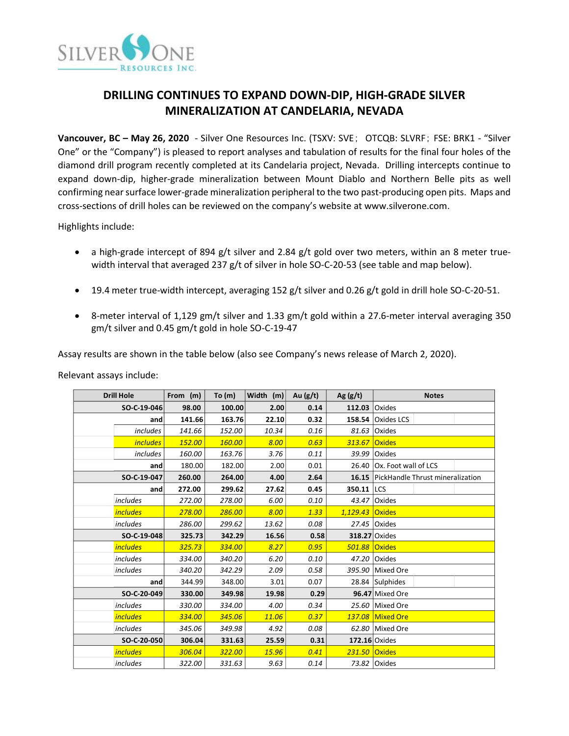# DRILLING CONTINUES TO EXPAND DOWN-DIP, HIGH-GRADE SILVER MINERALIZATION AT CANDELARIA, NEVADA

**Vancouver, BC – May 26, 2020** - Silver One Resources Inc. (TSXV: SVE; OTCQB: SLVRF; FSE: BRK1 - "Silver One" or the "Company") is pleased to report analyses and tabulation of results for the final four holes of the diamond drill program recently completed at its Candelaria project, Nevada. Drilling intercepts continue to expand down-dip, higher-grade mineralization between Mount Diablo and Northern Belle pits as well confirming near surface lower-grade mineralization peripheral to the two past-producing open pits. Maps and cross-sections of drill holes can be reviewed on the company's website at www.silverone.com.

Highlights include:

- a high-grade intercept of 894 g/t silver and 2.84 g/t gold over two meters, within an 8 meter true-width interval that averaged 237 g/t of silver in hole SO-C-20-53 (see table and map below).
- 19.4 meter true-width intercept, averaging 152 g/t silver and 0.26 g/t gold in drill hole SO-C-20-51.
- 8-meter interval of 1,129 gm/t silver and 1.33 gm/t gold within a 27.6-meter interval averaging 350 gm/t silver and 0.45 gm/t gold in hole SO-C-19-47

Assay results are shown in the table below (also see Company's news release of March 2, 2020).

Relevant assays include:

| Drill Hole | | From (m) | To (m) | Width (m) | Au (g/t) | Ag (g/t) | Notes |
|---|---|---|---|---|---|---|---|
| **SO-C-19-046** | | **98.00** | **100.00** | **2.00** | **0.14** | **112.03** | Oxides |
| | **and** | **141.66** | **163.76** | **22.10** | **0.32** | **158.54** | Oxides LCS |
| | *includes* | *141.66* | *152.00* | *10.34* | *0.16* | *81.63* | Oxides |
| | *includes* | *152.00* | *160.00* | *8.00* | *0.63* | *313.67* | Oxides |
| | *includes* | *160.00* | *163.76* | *3.76* | *0.11* | *39.99* | Oxides |
| | **and** | 180.00 | 182.00 | 2.00 | 0.01 | 26.40 | Ox. Foot wall of LCS |
| **SO-C-19-047** | | **260.00** | **264.00** | **4.00** | **2.64** | **16.15** | PickHandle Thrust mineralization |
| | **and** | **272.00** | **299.62** | **27.62** | **0.45** | **350.11** | LCS |
| *includes* | | *272.00* | *278.00* | *6.00* | *0.10* | *43.47* | Oxides |
| *includes* | | *278.00* | *286.00* | *8.00* | *1.33* | *1,129.43* | Oxides |
| *includes* | | *286.00* | *299.62* | *13.62* | *0.08* | *27.45* | Oxides |
| **SO-C-19-048** | | **325.73** | **342.29** | **16.56** | **0.58** | **318.27** | Oxides |
| *includes* | | *325.73* | *334.00* | *8.27* | *0.95* | *501.88* | Oxides |
| *includes* | | *334.00* | *340.20* | *6.20* | *0.10* | *47.20* | Oxides |
| *includes* | | *340.20* | *342.29* | *2.09* | *0.58* | *395.90* | Mixed Ore |
| | **and** | 344.99 | 348.00 | 3.01 | 0.07 | 28.84 | Sulphides |
| **SO-C-20-049** | | **330.00** | **349.98** | **19.98** | **0.29** | **96.47** | Mixed Ore |
| *includes* | | *330.00* | *334.00* | *4.00* | *0.34* | *25.60* | Mixed Ore |
| *includes* | | *334.00* | *345.06* | *11.06* | *0.37* | *137.08* | Mixed Ore |
| *includes* | | *345.06* | *349.98* | *4.92* | *0.08* | *62.80* | Mixed Ore |
| **SO-C-20-050** | | **306.04** | **331.63** | **25.59** | **0.31** | **172.16** | Oxides |
| *includes* | | *306.04* | *322.00* | *15.96* | *0.41* | *231.50* | Oxides |
| *includes* | | *322.00* | *331.63* | *9.63* | *0.14* | *73.82* | Oxides |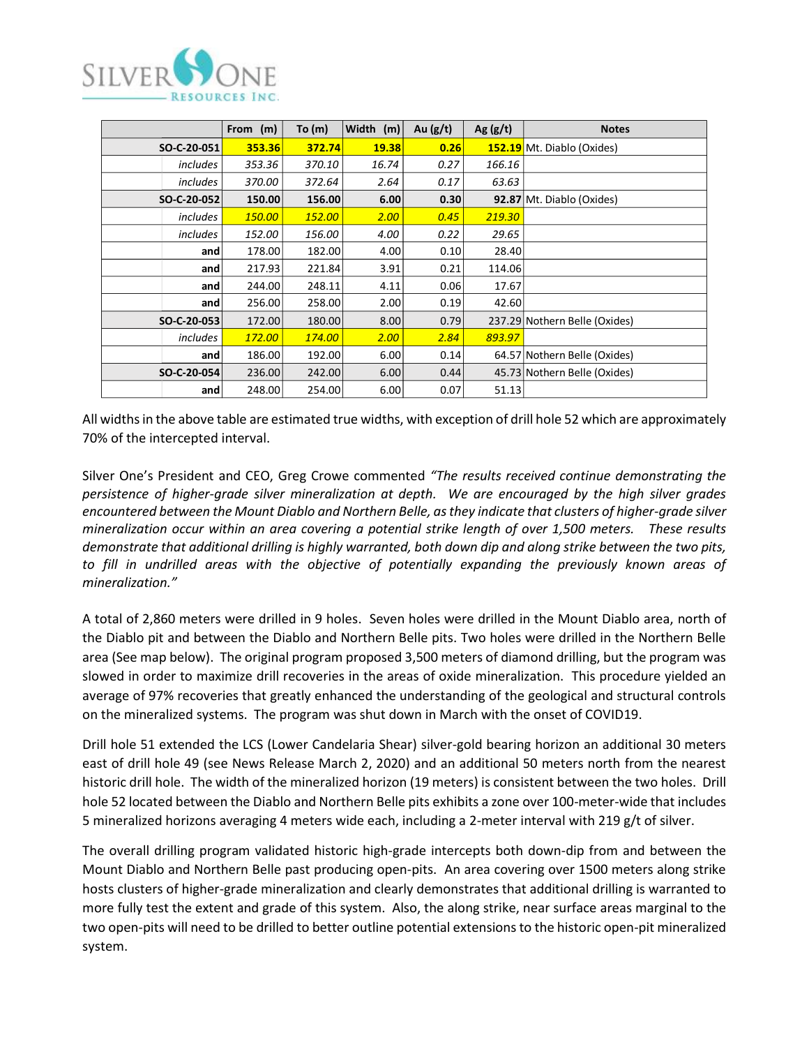| | From (m) | To (m) | Width (m) | Au (g/t) | Ag (g/t) | Notes |
|---|---|---|---|---|---|---|
| **SO-C-20-051** | **353.36** | **372.74** | **19.38** | **0.26** | **152.19** | Mt. Diablo (Oxides) |
| *includes* | *353.36* | *370.10* | *16.74* | *0.27* | *166.16* | |
| *includes* | *370.00* | *372.64* | *2.64* | *0.17* | *63.63* | |
| **SO-C-20-052** | **150.00** | **156.00** | **6.00** | **0.30** | **92.87** | Mt. Diablo (Oxides) |
| *includes* | *150.00* | *152.00* | *2.00* | *0.45* | *219.30* | |
| *includes* | *152.00* | *156.00* | *4.00* | *0.22* | *29.65* | |
| **and** | 178.00 | 182.00 | 4.00 | 0.10 | 28.40 | |
| **and** | 217.93 | 221.84 | 3.91 | 0.21 | 114.06 | |
| **and** | 244.00 | 248.11 | 4.11 | 0.06 | 17.67 | |
| **and** | 256.00 | 258.00 | 2.00 | 0.19 | 42.60 | |
| **SO-C-20-053** | 172.00 | 180.00 | 8.00 | 0.79 | 237.29 | Nothern Belle (Oxides) |
| *includes* | *172.00* | *174.00* | *2.00* | *2.84* | *893.97* | |
| **and** | 186.00 | 192.00 | 6.00 | 0.14 | 64.57 | Nothern Belle (Oxides) |
| **SO-C-20-054** | 236.00 | 242.00 | 6.00 | 0.44 | 45.73 | Nothern Belle (Oxides) |
| **and** | 248.00 | 254.00 | 6.00 | 0.07 | 51.13 | |

All widths in the above table are estimated true widths, with exception of drill hole 52 which are approximately 70% of the intercepted interval.

Silver One's President and CEO, Greg Crowe commented *"The results received continue demonstrating the persistence of higher-grade silver mineralization at depth. We are encouraged by the high silver grades encountered between the Mount Diablo and Northern Belle, as they indicate that clusters of higher-grade silver mineralization occur within an area covering a potential strike length of over 1,500 meters. These results demonstrate that additional drilling is highly warranted, both down dip and along strike between the two pits, to fill in undrilled areas with the objective of potentially expanding the previously known areas of mineralization."*

A total of 2,860 meters were drilled in 9 holes. Seven holes were drilled in the Mount Diablo area, north of the Diablo pit and between the Diablo and Northern Belle pits. Two holes were drilled in the Northern Belle area (See map below). The original program proposed 3,500 meters of diamond drilling, but the program was slowed in order to maximize drill recoveries in the areas of oxide mineralization. This procedure yielded an average of 97% recoveries that greatly enhanced the understanding of the geological and structural controls on the mineralized systems. The program was shut down in March with the onset of COVID19.

Drill hole 51 extended the LCS (Lower Candelaria Shear) silver-gold bearing horizon an additional 30 meters east of drill hole 49 (see News Release March 2, 2020) and an additional 50 meters north from the nearest historic drill hole. The width of the mineralized horizon (19 meters) is consistent between the two holes. Drill hole 52 located between the Diablo and Northern Belle pits exhibits a zone over 100-meter-wide that includes 5 mineralized horizons averaging 4 meters wide each, including a 2-meter interval with 219 g/t of silver.

The overall drilling program validated historic high-grade intercepts both down-dip from and between the Mount Diablo and Northern Belle past producing open-pits. An area covering over 1500 meters along strike hosts clusters of higher-grade mineralization and clearly demonstrates that additional drilling is warranted to more fully test the extent and grade of this system. Also, the along strike, near surface areas marginal to the two open-pits will need to be drilled to better outline potential extensions to the historic open-pit mineralized system.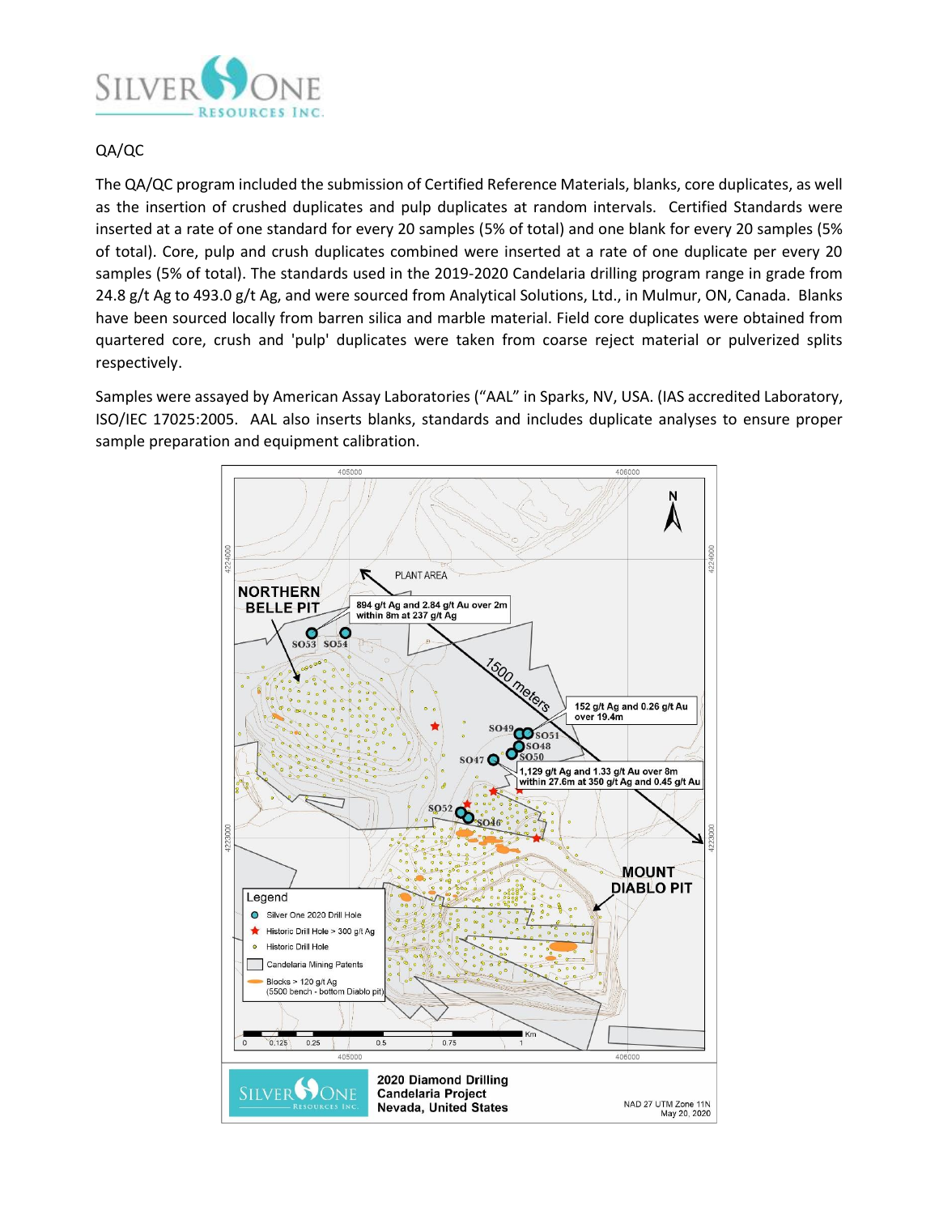## QA/QC

The QA/QC program included the submission of Certified Reference Materials, blanks, core duplicates, as well as the insertion of crushed duplicates and pulp duplicates at random intervals. Certified Standards were inserted at a rate of one standard for every 20 samples (5% of total) and one blank for every 20 samples (5% of total). Core, pulp and crush duplicates combined were inserted at a rate of one duplicate per every 20 samples (5% of total). The standards used in the 2019-2020 Candelaria drilling program range in grade from 24.8 g/t Ag to 493.0 g/t Ag, and were sourced from Analytical Solutions, Ltd., in Mulmur, ON, Canada. Blanks have been sourced locally from barren silica and marble material. Field core duplicates were obtained from quartered core, crush and 'pulp' duplicates were taken from coarse reject material or pulverized splits respectively.

Samples were assayed by American Assay Laboratories ("AAL" in Sparks, NV, USA. (IAS accredited Laboratory, ISO/IEC 17025:2005. AAL also inserts blanks, standards and includes duplicate analyses to ensure proper sample preparation and equipment calibration.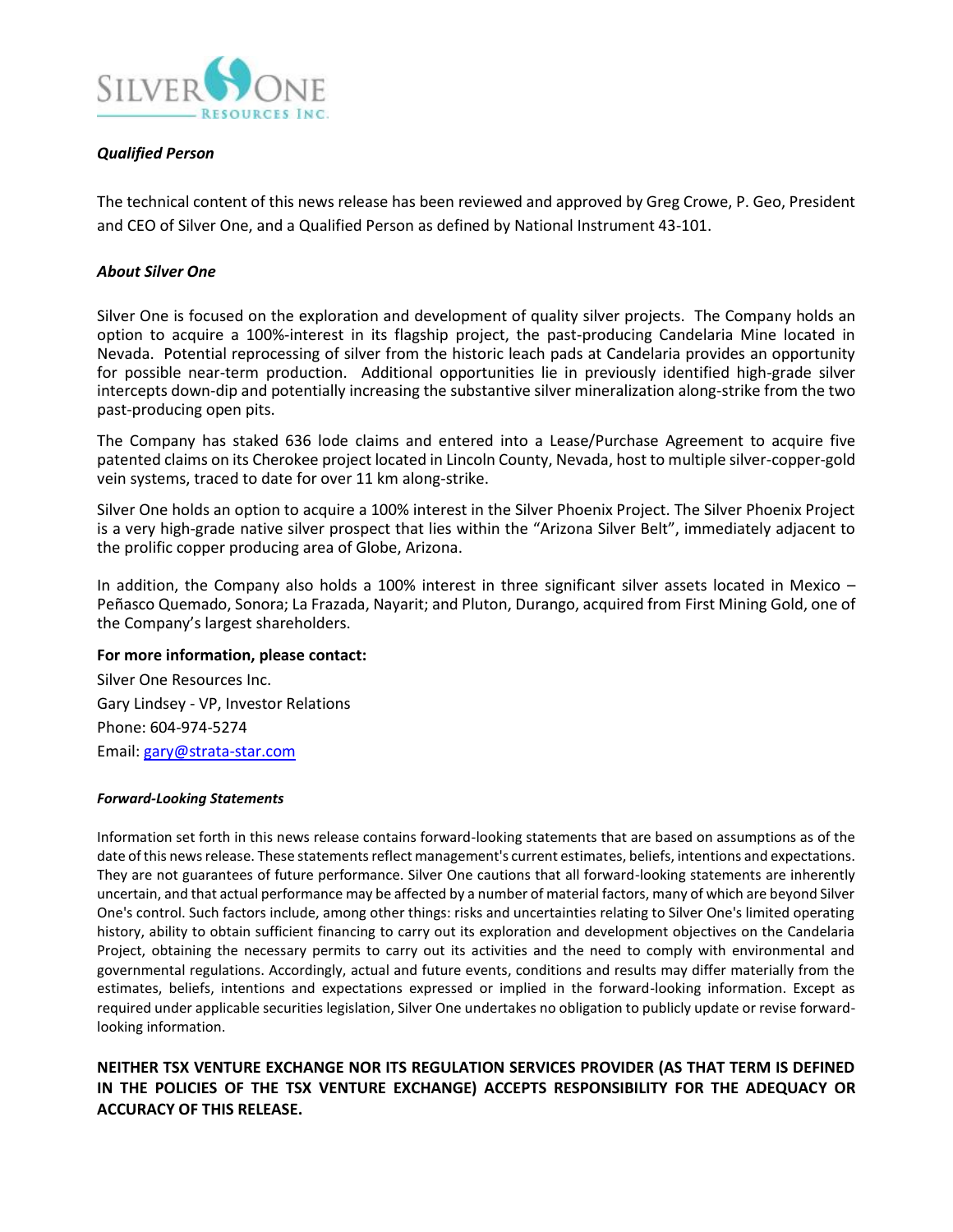### *Qualified Person*

The technical content of this news release has been reviewed and approved by Greg Crowe, P. Geo, President and CEO of Silver One, and a Qualified Person as defined by National Instrument 43-101.

### *About Silver One*

Silver One is focused on the exploration and development of quality silver projects. The Company holds an option to acquire a 100%-interest in its flagship project, the past-producing Candelaria Mine located in Nevada. Potential reprocessing of silver from the historic leach pads at Candelaria provides an opportunity for possible near-term production. Additional opportunities lie in previously identified high-grade silver intercepts down-dip and potentially increasing the substantive silver mineralization along-strike from the two past-producing open pits.

The Company has staked 636 lode claims and entered into a Lease/Purchase Agreement to acquire five patented claims on its Cherokee project located in Lincoln County, Nevada, host to multiple silver-copper-gold vein systems, traced to date for over 11 km along-strike.

Silver One holds an option to acquire a 100% interest in the Silver Phoenix Project. The Silver Phoenix Project is a very high-grade native silver prospect that lies within the "Arizona Silver Belt", immediately adjacent to the prolific copper producing area of Globe, Arizona.

In addition, the Company also holds a 100% interest in three significant silver assets located in Mexico – Peñasco Quemado, Sonora; La Frazada, Nayarit; and Pluton, Durango, acquired from First Mining Gold, one of the Company's largest shareholders.

**For more information, please contact:**

Silver One Resources Inc.
Gary Lindsey - VP, Investor Relations
Phone: 604-974-5274
Email: gary@strata-star.com

#### *Forward-Looking Statements*

Information set forth in this news release contains forward-looking statements that are based on assumptions as of the date of this news release. These statements reflect management's current estimates, beliefs, intentions and expectations. They are not guarantees of future performance. Silver One cautions that all forward-looking statements are inherently uncertain, and that actual performance may be affected by a number of material factors, many of which are beyond Silver One's control. Such factors include, among other things: risks and uncertainties relating to Silver One's limited operating history, ability to obtain sufficient financing to carry out its exploration and development objectives on the Candelaria Project, obtaining the necessary permits to carry out its activities and the need to comply with environmental and governmental regulations. Accordingly, actual and future events, conditions and results may differ materially from the estimates, beliefs, intentions and expectations expressed or implied in the forward-looking information. Except as required under applicable securities legislation, Silver One undertakes no obligation to publicly update or revise forward-looking information.

**NEITHER TSX VENTURE EXCHANGE NOR ITS REGULATION SERVICES PROVIDER (AS THAT TERM IS DEFINED IN THE POLICIES OF THE TSX VENTURE EXCHANGE) ACCEPTS RESPONSIBILITY FOR THE ADEQUACY OR ACCURACY OF THIS RELEASE.**